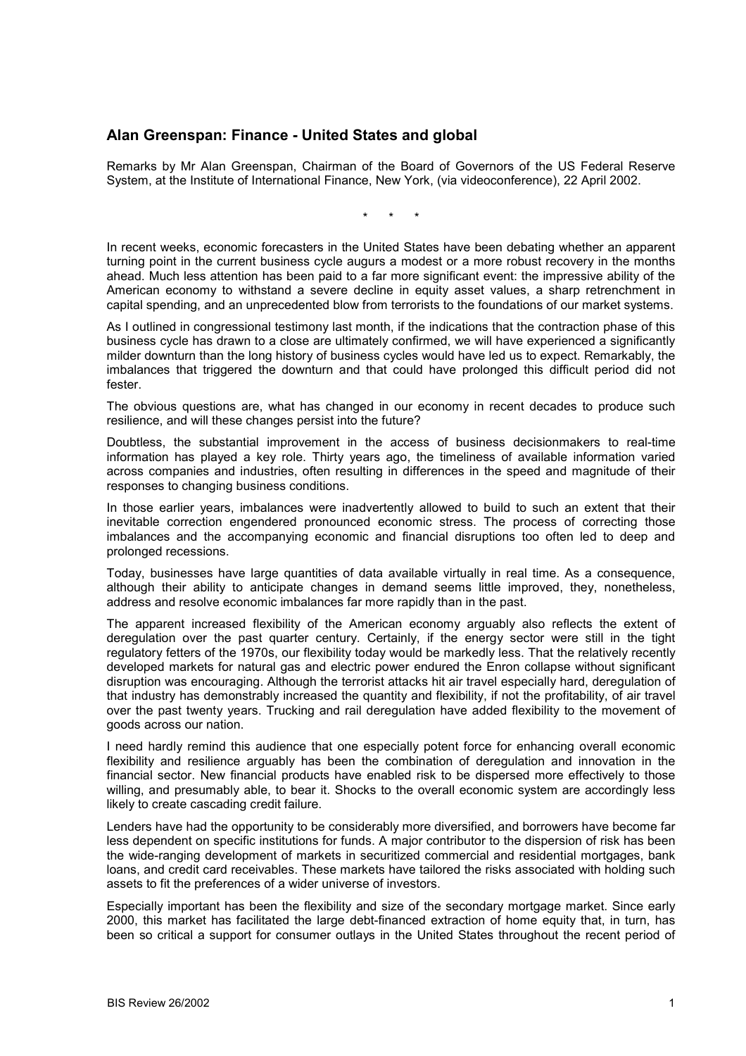## Alan Greenspan: Finance - United States and global

Remarks by Mr Alan Greenspan, Chairman of the Board of Governors of the US Federal Reserve System, at the Institute of International Finance, New York, (via videoconference), 22 April 2002.

\*      \*      \*

In recent weeks, economic forecasters in the United States have been debating whether an apparent turning point in the current business cycle augurs a modest or a more robust recovery in the months ahead. Much less attention has been paid to a far more significant event: the impressive ability of the American economy to withstand a severe decline in equity asset values, a sharp retrenchment in capital spending, and an unprecedented blow from terrorists to the foundations of our market systems.

As I outlined in congressional testimony last month, if the indications that the contraction phase of this business cycle has drawn to a close are ultimately confirmed, we will have experienced a significantly milder downturn than the long history of business cycles would have led us to expect. Remarkably, the imbalances that triggered the downturn and that could have prolonged this difficult period did not fester.

The obvious questions are, what has changed in our economy in recent decades to produce such resilience, and will these changes persist into the future?

Doubtless, the substantial improvement in the access of business decisionmakers to real-time information has played a key role. Thirty years ago, the timeliness of available information varied across companies and industries, often resulting in differences in the speed and magnitude of their responses to changing business conditions.

In those earlier years, imbalances were inadvertently allowed to build to such an extent that their inevitable correction engendered pronounced economic stress. The process of correcting those imbalances and the accompanying economic and financial disruptions too often led to deep and prolonged recessions.

Today, businesses have large quantities of data available virtually in real time. As a consequence, although their ability to anticipate changes in demand seems little improved, they, nonetheless, address and resolve economic imbalances far more rapidly than in the past.

The apparent increased flexibility of the American economy arguably also reflects the extent of deregulation over the past quarter century. Certainly, if the energy sector were still in the tight regulatory fetters of the 1970s, our flexibility today would be markedly less. That the relatively recently developed markets for natural gas and electric power endured the Enron collapse without significant disruption was encouraging. Although the terrorist attacks hit air travel especially hard, deregulation of that industry has demonstrably increased the quantity and flexibility, if not the profitability, of air travel over the past twenty years. Trucking and rail deregulation have added flexibility to the movement of goods across our nation.

I need hardly remind this audience that one especially potent force for enhancing overall economic flexibility and resilience arguably has been the combination of deregulation and innovation in the financial sector. New financial products have enabled risk to be dispersed more effectively to those willing, and presumably able, to bear it. Shocks to the overall economic system are accordingly less likely to create cascading credit failure.

Lenders have had the opportunity to be considerably more diversified, and borrowers have become far less dependent on specific institutions for funds. A major contributor to the dispersion of risk has been the wide-ranging development of markets in securitized commercial and residential mortgages, bank loans, and credit card receivables. These markets have tailored the risks associated with holding such assets to fit the preferences of a wider universe of investors.

Especially important has been the flexibility and size of the secondary mortgage market. Since early 2000, this market has facilitated the large debt-financed extraction of home equity that, in turn, has been so critical a support for consumer outlays in the United States throughout the recent period of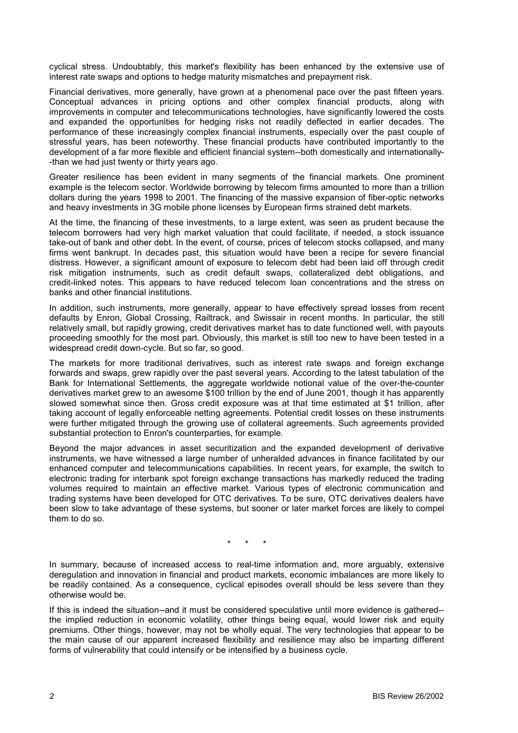cyclical stress. Undoubtably, this market's flexibility has been enhanced by the extensive use of interest rate swaps and options to hedge maturity mismatches and prepayment risk.

Financial derivatives, more generally, have grown at a phenomenal pace over the past fifteen years. Conceptual advances in pricing options and other complex financial products, along with improvements in computer and telecommunications technologies, have significantly lowered the costs and expanded the opportunities for hedging risks not readily deflected in earlier decades. The performance of these increasingly complex financial instruments, especially over the past couple of stressful years, has been noteworthy. These financial products have contributed importantly to the development of a far more flexible and efficient financial system--both domestically and internationally--than we had just twenty or thirty years ago.

Greater resilience has been evident in many segments of the financial markets. One prominent example is the telecom sector. Worldwide borrowing by telecom firms amounted to more than a trillion dollars during the years 1998 to 2001. The financing of the massive expansion of fiber-optic networks and heavy investments in 3G mobile phone licenses by European firms strained debt markets.

At the time, the financing of these investments, to a large extent, was seen as prudent because the telecom borrowers had very high market valuation that could facilitate, if needed, a stock issuance take-out of bank and other debt. In the event, of course, prices of telecom stocks collapsed, and many firms went bankrupt. In decades past, this situation would have been a recipe for severe financial distress. However, a significant amount of exposure to telecom debt had been laid off through credit risk mitigation instruments, such as credit default swaps, collateralized debt obligations, and credit-linked notes. This appears to have reduced telecom loan concentrations and the stress on banks and other financial institutions.

In addition, such instruments, more generally, appear to have effectively spread losses from recent defaults by Enron, Global Crossing, Railtrack, and Swissair in recent months. In particular, the still relatively small, but rapidly growing, credit derivatives market has to date functioned well, with payouts proceeding smoothly for the most part. Obviously, this market is still too new to have been tested in a widespread credit down-cycle. But so far, so good.

The markets for more traditional derivatives, such as interest rate swaps and foreign exchange forwards and swaps, grew rapidly over the past several years. According to the latest tabulation of the Bank for International Settlements, the aggregate worldwide notional value of the over-the-counter derivatives market grew to an awesome $100 trillion by the end of June 2001, though it has apparently slowed somewhat since then. Gross credit exposure was at that time estimated at $1 trillion, after taking account of legally enforceable netting agreements. Potential credit losses on these instruments were further mitigated through the growing use of collateral agreements. Such agreements provided substantial protection to Enron's counterparties, for example.

Beyond the major advances in asset securitization and the expanded development of derivative instruments, we have witnessed a large number of unheralded advances in finance facilitated by our enhanced computer and telecommunications capabilities. In recent years, for example, the switch to electronic trading for interbank spot foreign exchange transactions has markedly reduced the trading volumes required to maintain an effective market. Various types of electronic communication and trading systems have been developed for OTC derivatives. To be sure, OTC derivatives dealers have been slow to take advantage of these systems, but sooner or later market forces are likely to compel them to do so.

\* \* \*

In summary, because of increased access to real-time information and, more arguably, extensive deregulation and innovation in financial and product markets, economic imbalances are more likely to be readily contained. As a consequence, cyclical episodes overall should be less severe than they otherwise would be.

If this is indeed the situation--and it must be considered speculative until more evidence is gathered--the implied reduction in economic volatility, other things being equal, would lower risk and equity premiums. Other things, however, may not be wholly equal. The very technologies that appear to be the main cause of our apparent increased flexibility and resilience may also be imparting different forms of vulnerability that could intensify or be intensified by a business cycle.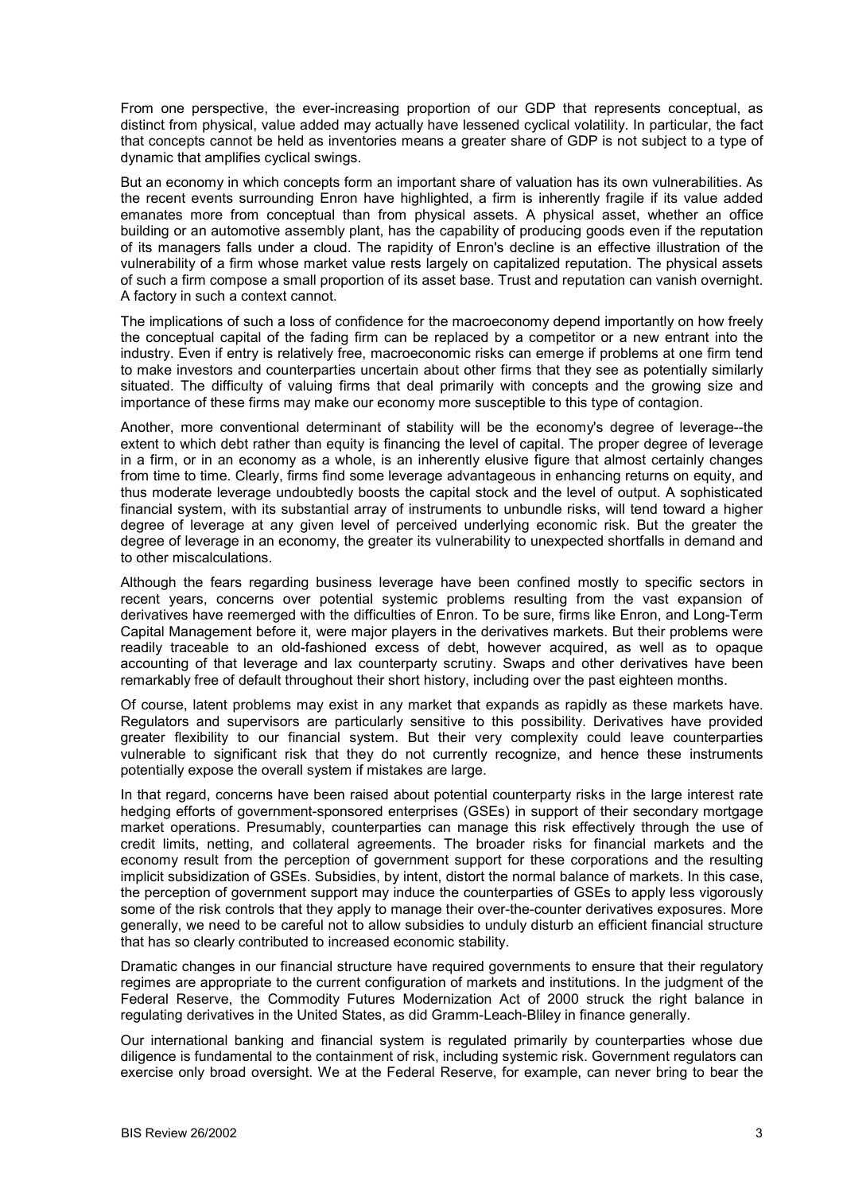From one perspective, the ever-increasing proportion of our GDP that represents conceptual, as distinct from physical, value added may actually have lessened cyclical volatility. In particular, the fact that concepts cannot be held as inventories means a greater share of GDP is not subject to a type of dynamic that amplifies cyclical swings.

But an economy in which concepts form an important share of valuation has its own vulnerabilities. As the recent events surrounding Enron have highlighted, a firm is inherently fragile if its value added emanates more from conceptual than from physical assets. A physical asset, whether an office building or an automotive assembly plant, has the capability of producing goods even if the reputation of its managers falls under a cloud. The rapidity of Enron's decline is an effective illustration of the vulnerability of a firm whose market value rests largely on capitalized reputation. The physical assets of such a firm compose a small proportion of its asset base. Trust and reputation can vanish overnight. A factory in such a context cannot.

The implications of such a loss of confidence for the macroeconomy depend importantly on how freely the conceptual capital of the fading firm can be replaced by a competitor or a new entrant into the industry. Even if entry is relatively free, macroeconomic risks can emerge if problems at one firm tend to make investors and counterparties uncertain about other firms that they see as potentially similarly situated. The difficulty of valuing firms that deal primarily with concepts and the growing size and importance of these firms may make our economy more susceptible to this type of contagion.

Another, more conventional determinant of stability will be the economy's degree of leverage--the extent to which debt rather than equity is financing the level of capital. The proper degree of leverage in a firm, or in an economy as a whole, is an inherently elusive figure that almost certainly changes from time to time. Clearly, firms find some leverage advantageous in enhancing returns on equity, and thus moderate leverage undoubtedly boosts the capital stock and the level of output. A sophisticated financial system, with its substantial array of instruments to unbundle risks, will tend toward a higher degree of leverage at any given level of perceived underlying economic risk. But the greater the degree of leverage in an economy, the greater its vulnerability to unexpected shortfalls in demand and to other miscalculations.

Although the fears regarding business leverage have been confined mostly to specific sectors in recent years, concerns over potential systemic problems resulting from the vast expansion of derivatives have reemerged with the difficulties of Enron. To be sure, firms like Enron, and Long-Term Capital Management before it, were major players in the derivatives markets. But their problems were readily traceable to an old-fashioned excess of debt, however acquired, as well as to opaque accounting of that leverage and lax counterparty scrutiny. Swaps and other derivatives have been remarkably free of default throughout their short history, including over the past eighteen months.

Of course, latent problems may exist in any market that expands as rapidly as these markets have. Regulators and supervisors are particularly sensitive to this possibility. Derivatives have provided greater flexibility to our financial system. But their very complexity could leave counterparties vulnerable to significant risk that they do not currently recognize, and hence these instruments potentially expose the overall system if mistakes are large.

In that regard, concerns have been raised about potential counterparty risks in the large interest rate hedging efforts of government-sponsored enterprises (GSEs) in support of their secondary mortgage market operations. Presumably, counterparties can manage this risk effectively through the use of credit limits, netting, and collateral agreements. The broader risks for financial markets and the economy result from the perception of government support for these corporations and the resulting implicit subsidization of GSEs. Subsidies, by intent, distort the normal balance of markets. In this case, the perception of government support may induce the counterparties of GSEs to apply less vigorously some of the risk controls that they apply to manage their over-the-counter derivatives exposures. More generally, we need to be careful not to allow subsidies to unduly disturb an efficient financial structure that has so clearly contributed to increased economic stability.

Dramatic changes in our financial structure have required governments to ensure that their regulatory regimes are appropriate to the current configuration of markets and institutions. In the judgment of the Federal Reserve, the Commodity Futures Modernization Act of 2000 struck the right balance in regulating derivatives in the United States, as did Gramm-Leach-Bliley in finance generally.

Our international banking and financial system is regulated primarily by counterparties whose due diligence is fundamental to the containment of risk, including systemic risk. Government regulators can exercise only broad oversight. We at the Federal Reserve, for example, can never bring to bear the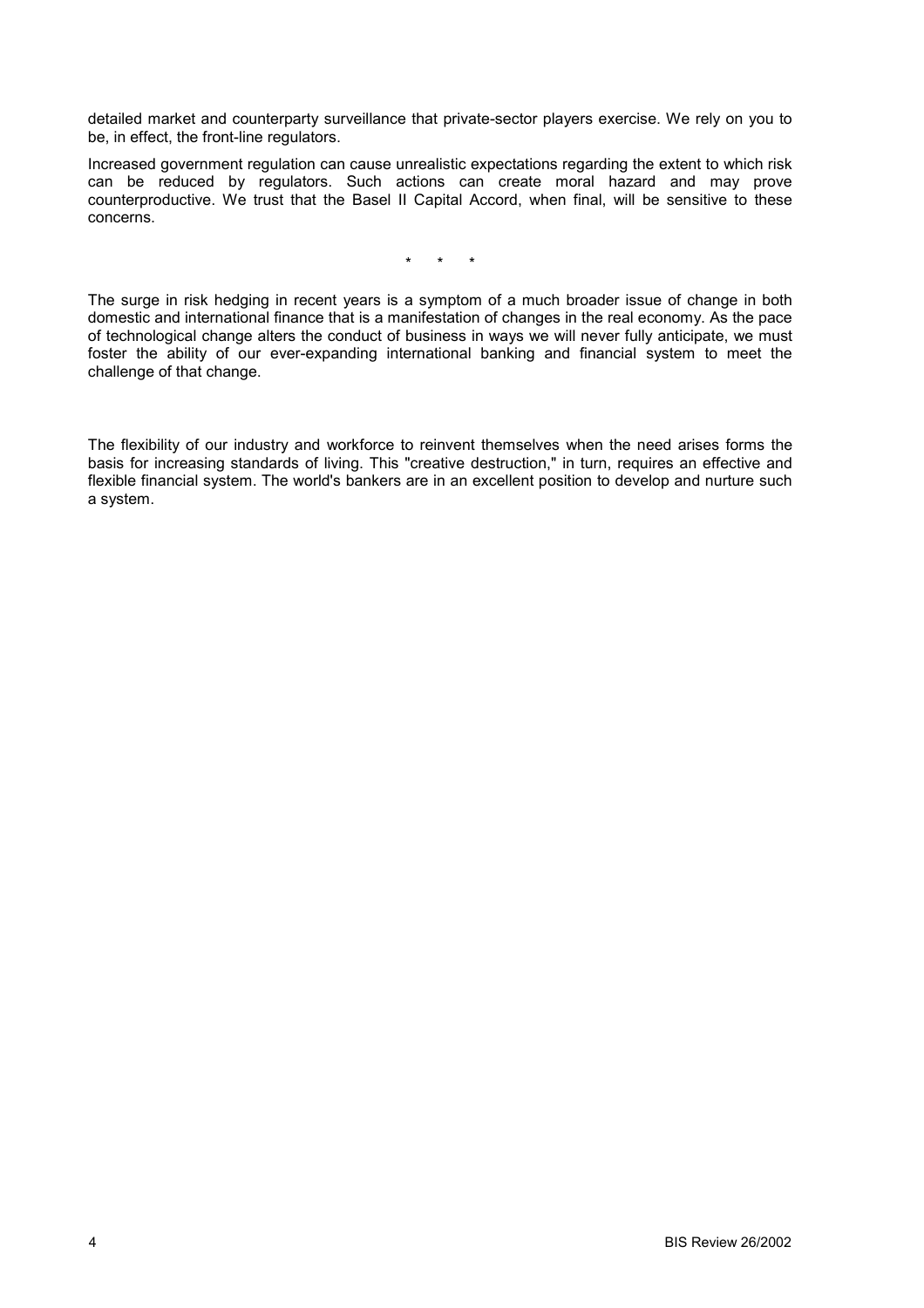detailed market and counterparty surveillance that private-sector players exercise. We rely on you to be, in effect, the front-line regulators.

Increased government regulation can cause unrealistic expectations regarding the extent to which risk can be reduced by regulators. Such actions can create moral hazard and may prove counterproductive. We trust that the Basel II Capital Accord, when final, will be sensitive to these concerns.

\* \* \*

The surge in risk hedging in recent years is a symptom of a much broader issue of change in both domestic and international finance that is a manifestation of changes in the real economy. As the pace of technological change alters the conduct of business in ways we will never fully anticipate, we must foster the ability of our ever-expanding international banking and financial system to meet the challenge of that change.

The flexibility of our industry and workforce to reinvent themselves when the need arises forms the basis for increasing standards of living. This "creative destruction," in turn, requires an effective and flexible financial system. The world's bankers are in an excellent position to develop and nurture such a system.